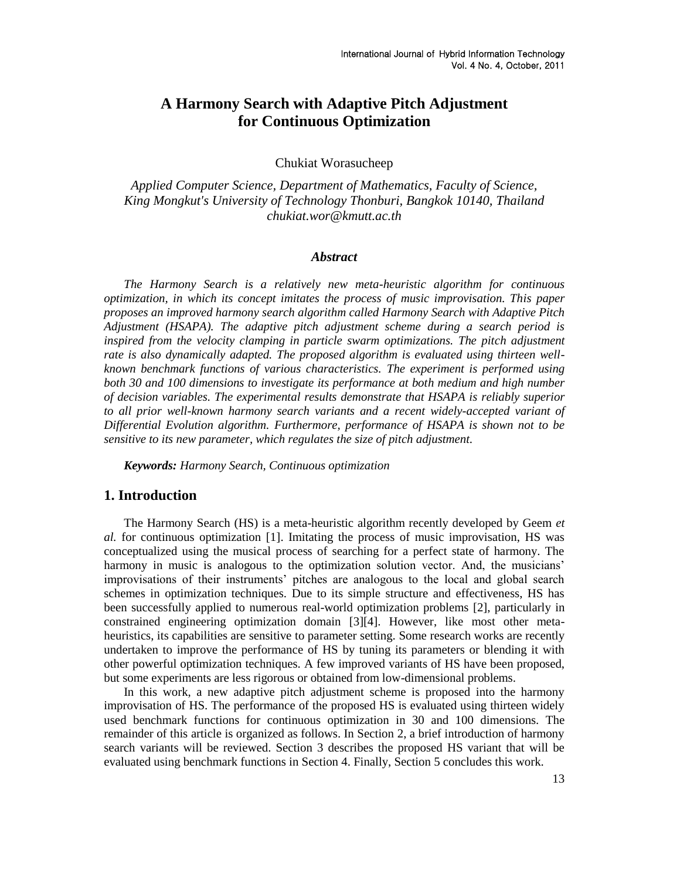# A Harmony Search with Adaptive Pitch Adjustment for Continuous Optimization

Chukiat Worasucheep

*Applied Computer Science, Department of Mathematics, Faculty of Science, King Mongkut's University of Technology Thonburi, Bangkok 10140, Thailand*
*chukiat.wor@kmutt.ac.th*

### *Abstract*

*The Harmony Search is a relatively new meta-heuristic algorithm for continuous optimization, in which its concept imitates the process of music improvisation. This paper proposes an improved harmony search algorithm called Harmony Search with Adaptive Pitch Adjustment (HSAPA). The adaptive pitch adjustment scheme during a search period is inspired from the velocity clamping in particle swarm optimizations. The pitch adjustment rate is also dynamically adapted. The proposed algorithm is evaluated using thirteen well-known benchmark functions of various characteristics. The experiment is performed using both 30 and 100 dimensions to investigate its performance at both medium and high number of decision variables. The experimental results demonstrate that HSAPA is reliably superior to all prior well-known harmony search variants and a recent widely-accepted variant of Differential Evolution algorithm. Furthermore, performance of HSAPA is shown not to be sensitive to its new parameter, which regulates the size of pitch adjustment.*

***Keywords:*** *Harmony Search, Continuous optimization*

## 1. Introduction

The Harmony Search (HS) is a meta-heuristic algorithm recently developed by Geem *et al.* for continuous optimization [1]. Imitating the process of music improvisation, HS was conceptualized using the musical process of searching for a perfect state of harmony. The harmony in music is analogous to the optimization solution vector. And, the musicians' improvisations of their instruments' pitches are analogous to the local and global search schemes in optimization techniques. Due to its simple structure and effectiveness, HS has been successfully applied to numerous real-world optimization problems [2], particularly in constrained engineering optimization domain [3][4]. However, like most other meta-heuristics, its capabilities are sensitive to parameter setting. Some research works are recently undertaken to improve the performance of HS by tuning its parameters or blending it with other powerful optimization techniques. A few improved variants of HS have been proposed, but some experiments are less rigorous or obtained from low-dimensional problems.

In this work, a new adaptive pitch adjustment scheme is proposed into the harmony improvisation of HS. The performance of the proposed HS is evaluated using thirteen widely used benchmark functions for continuous optimization in 30 and 100 dimensions. The remainder of this article is organized as follows. In Section 2, a brief introduction of harmony search variants will be reviewed. Section 3 describes the proposed HS variant that will be evaluated using benchmark functions in Section 4. Finally, Section 5 concludes this work.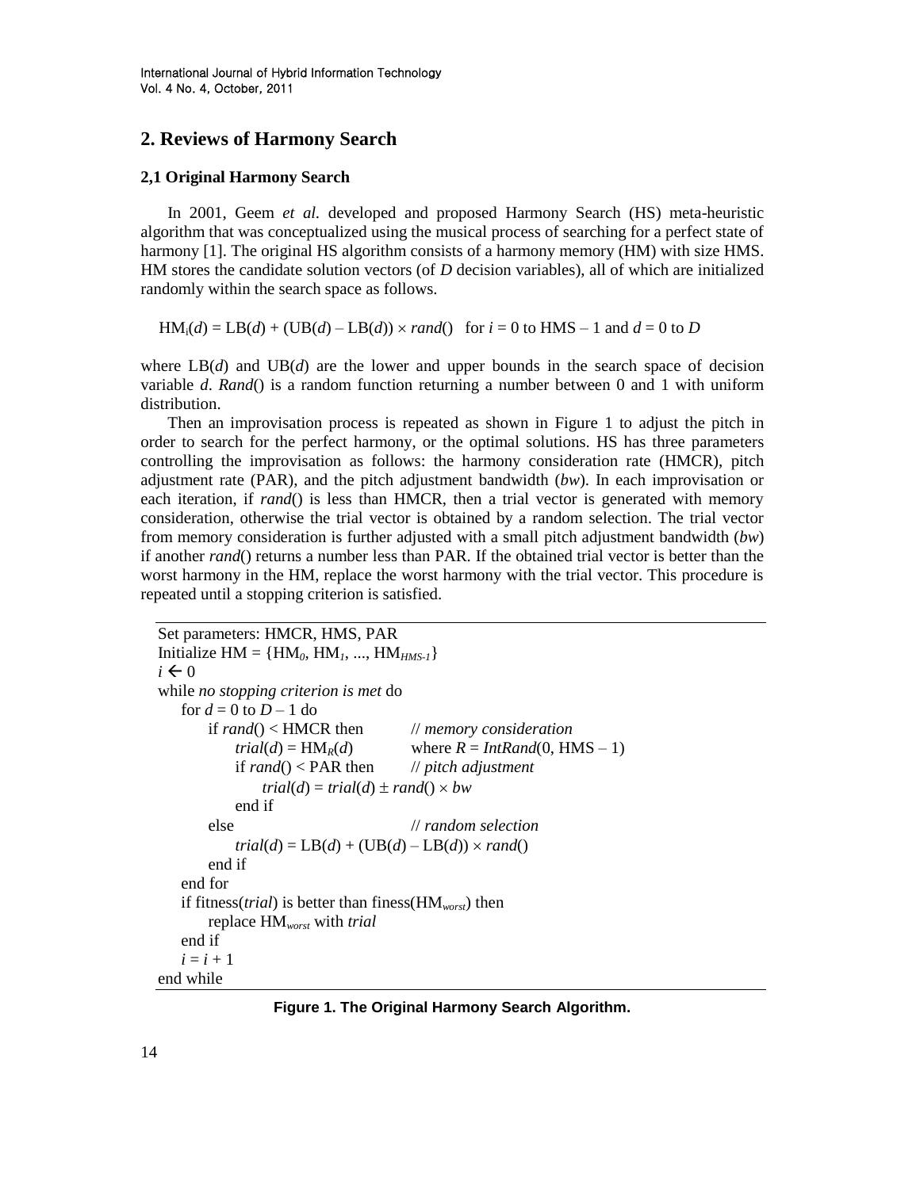## 2. Reviews of Harmony Search

### 2,1 Original Harmony Search

In 2001, Geem *et al.* developed and proposed Harmony Search (HS) meta-heuristic algorithm that was conceptualized using the musical process of searching for a perfect state of harmony [1]. The original HS algorithm consists of a harmony memory (HM) with size HMS. HM stores the candidate solution vectors (of *D* decision variables), all of which are initialized randomly within the search space as follows.

$$\text{HM}_i(d) = \text{LB}(d) + (\text{UB}(d) - \text{LB}(d)) \times rand() \quad \text{for } i = 0 \text{ to HMS} - 1 \text{ and } d = 0 \text{ to } D$$

where LB($d$) and UB($d$) are the lower and upper bounds in the search space of decision variable $d$. *Rand*() is a random function returning a number between 0 and 1 with uniform distribution.

Then an improvisation process is repeated as shown in Figure 1 to adjust the pitch in order to search for the perfect harmony, or the optimal solutions. HS has three parameters controlling the improvisation as follows: the harmony consideration rate (HMCR), pitch adjustment rate (PAR), and the pitch adjustment bandwidth (*bw*). In each improvisation or each iteration, if *rand*() is less than HMCR, then a trial vector is generated with memory consideration, otherwise the trial vector is obtained by a random selection. The trial vector from memory consideration is further adjusted with a small pitch adjustment bandwidth (*bw*) if another *rand*() returns a number less than PAR. If the obtained trial vector is better than the worst harmony in the HM, replace the worst harmony with the trial vector. This procedure is repeated until a stopping criterion is satisfied.

```
Set parameters: HMCR, HMS, PAR
Initialize HM = {HM_0, HM_1, ..., HM_HMS-1}
i ← 0
while no stopping criterion is met do
    for d = 0 to D – 1 do
        if rand() < HMCR then          // memory consideration
            trial(d) = HM_R(d)         where R = IntRand(0, HMS – 1)
            if rand() < PAR then       // pitch adjustment
                trial(d) = trial(d) ± rand() × bw
            end if
        else                           // random selection
            trial(d) = LB(d) + (UB(d) – LB(d)) × rand()
        end if
    end for
    if fitness(trial) is better than finess(HM_worst) then
        replace HM_worst with trial
    end if
    i = i + 1
end while
```

**Figure 1. The Original Harmony Search Algorithm.**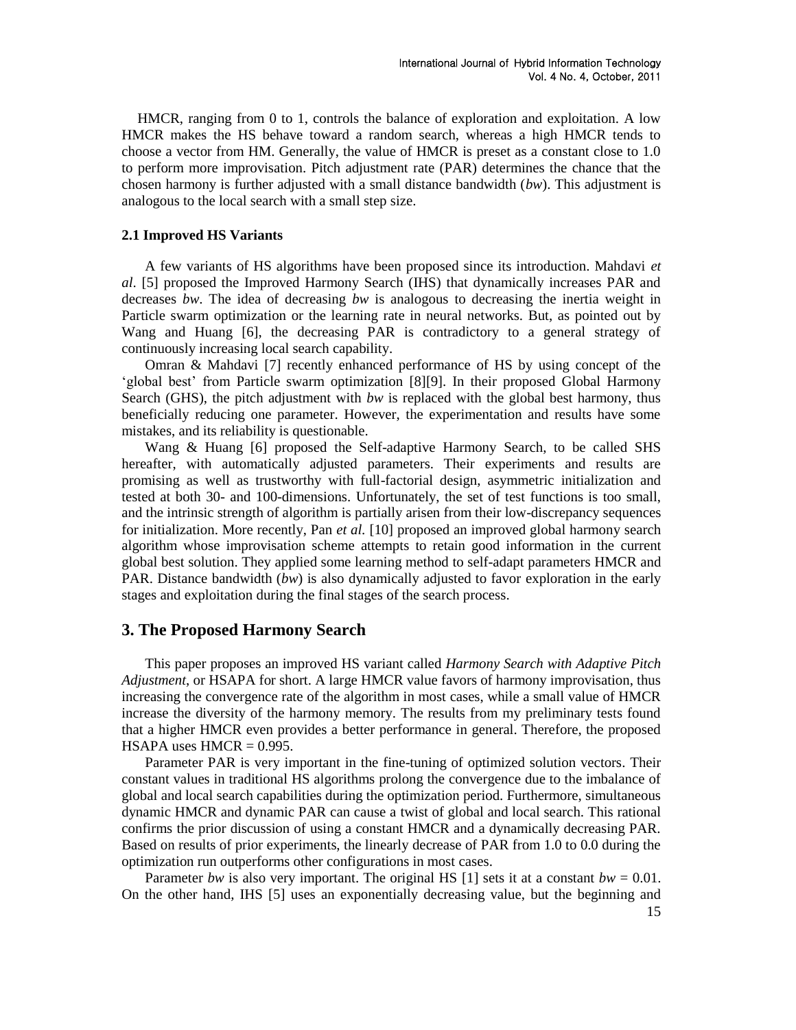HMCR, ranging from 0 to 1, controls the balance of exploration and exploitation. A low HMCR makes the HS behave toward a random search, whereas a high HMCR tends to choose a vector from HM. Generally, the value of HMCR is preset as a constant close to 1.0 to perform more improvisation. Pitch adjustment rate (PAR) determines the chance that the chosen harmony is further adjusted with a small distance bandwidth (*bw*). This adjustment is analogous to the local search with a small step size.

### 2.1 Improved HS Variants

A few variants of HS algorithms have been proposed since its introduction. Mahdavi *et al.* [5] proposed the Improved Harmony Search (IHS) that dynamically increases PAR and decreases *bw*. The idea of decreasing *bw* is analogous to decreasing the inertia weight in Particle swarm optimization or the learning rate in neural networks. But, as pointed out by Wang and Huang [6], the decreasing PAR is contradictory to a general strategy of continuously increasing local search capability.

Omran & Mahdavi [7] recently enhanced performance of HS by using concept of the 'global best' from Particle swarm optimization [8][9]. In their proposed Global Harmony Search (GHS), the pitch adjustment with *bw* is replaced with the global best harmony, thus beneficially reducing one parameter. However, the experimentation and results have some mistakes, and its reliability is questionable.

Wang & Huang [6] proposed the Self-adaptive Harmony Search, to be called SHS hereafter, with automatically adjusted parameters. Their experiments and results are promising as well as trustworthy with full-factorial design, asymmetric initialization and tested at both 30- and 100-dimensions. Unfortunately, the set of test functions is too small, and the intrinsic strength of algorithm is partially arisen from their low-discrepancy sequences for initialization. More recently, Pan *et al.* [10] proposed an improved global harmony search algorithm whose improvisation scheme attempts to retain good information in the current global best solution. They applied some learning method to self-adapt parameters HMCR and PAR. Distance bandwidth (*bw*) is also dynamically adjusted to favor exploration in the early stages and exploitation during the final stages of the search process.

## 3. The Proposed Harmony Search

This paper proposes an improved HS variant called *Harmony Search with Adaptive Pitch Adjustment*, or HSAPA for short. A large HMCR value favors of harmony improvisation, thus increasing the convergence rate of the algorithm in most cases, while a small value of HMCR increase the diversity of the harmony memory. The results from my preliminary tests found that a higher HMCR even provides a better performance in general. Therefore, the proposed HSAPA uses HMCR = 0.995.

Parameter PAR is very important in the fine-tuning of optimized solution vectors. Their constant values in traditional HS algorithms prolong the convergence due to the imbalance of global and local search capabilities during the optimization period. Furthermore, simultaneous dynamic HMCR and dynamic PAR can cause a twist of global and local search. This rational confirms the prior discussion of using a constant HMCR and a dynamically decreasing PAR. Based on results of prior experiments, the linearly decrease of PAR from 1.0 to 0.0 during the optimization run outperforms other configurations in most cases.

Parameter *bw* is also very important. The original HS [1] sets it at a constant *bw* = 0.01. On the other hand, IHS [5] uses an exponentially decreasing value, but the beginning and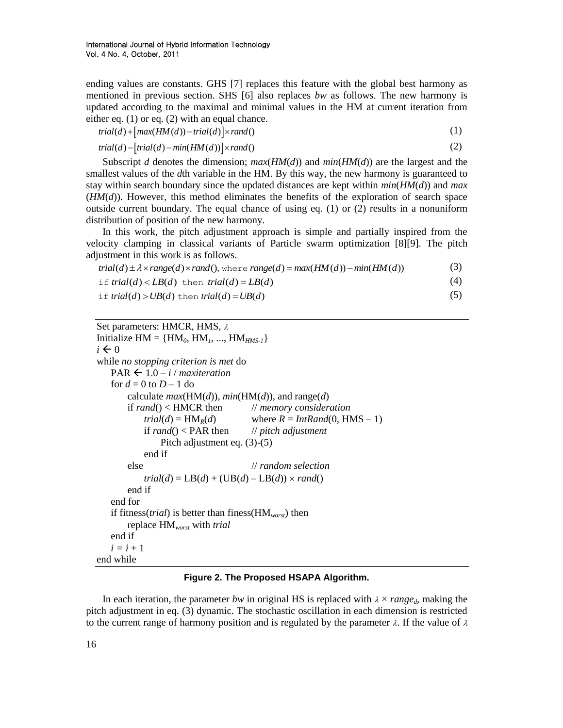ending values are constants. GHS [7] replaces this feature with the global best harmony as mentioned in previous section. SHS [6] also replaces *bw* as follows. The new harmony is updated according to the maximal and minimal values in the HM at current iteration from either eq. (1) or eq. (2) with an equal chance.

$$trial(d) + \left[max(HM(d)) - trial(d)\right] \times rand() \tag{1}$$

$$trial(d) - \left[trial(d) - min(HM(d))\right] \times rand() \tag{2}$$

Subscript $d$ denotes the dimension; $max(HM(d))$ and $min(HM(d))$ are the largest and the smallest values of the $d$th variable in the HM. By this way, the new harmony is guaranteed to stay within search boundary since the updated distances are kept within $min(HM(d))$ and $max(HM(d))$. However, this method eliminates the benefits of the exploration of search space outside current boundary. The equal chance of using eq. (1) or (2) results in a nonuniform distribution of position of the new harmony.

In this work, the pitch adjustment approach is simple and partially inspired from the velocity clamping in classical variants of Particle swarm optimization [8][9]. The pitch adjustment in this work is as follows.

$$trial(d) \pm \lambda \times range(d) \times rand(), \text{ where } range(d) = max(HM(d)) - min(HM(d)) \tag{3}$$

$$\text{if } trial(d) < LB(d) \text{ then } trial(d) = LB(d) \tag{4}$$

$$\text{if } trial(d) > UB(d) \text{ then } trial(d) = UB(d) \tag{5}$$

```
Set parameters: HMCR, HMS, λ
Initialize HM = {HM_0, HM_1, ..., HM_(HMS-1)}
i ← 0
while no stopping criterion is met do
    PAR ← 1.0 – i / maxiteration
    for d = 0 to D – 1 do
        calculate max(HM(d)), min(HM(d)), and range(d)
        if rand() < HMCR then          // memory consideration
            trial(d) = HM_R(d)         where R = IntRand(0, HMS – 1)
            if rand() < PAR then       // pitch adjustment
                Pitch adjustment eq. (3)-(5)
            end if
        else                           // random selection
            trial(d) = LB(d) + (UB(d) – LB(d)) × rand()
        end if
    end for
    if fitness(trial) is better than finess(HM_worst) then
        replace HM_worst with trial
    end if
    i = i + 1
end while
```

**Figure 2. The Proposed HSAPA Algorithm.**

In each iteration, the parameter *bw* in original HS is replaced with $\lambda \times range_d$, making the pitch adjustment in eq. (3) dynamic. The stochastic oscillation in each dimension is restricted to the current range of harmony position and is regulated by the parameter $\lambda$. If the value of $\lambda$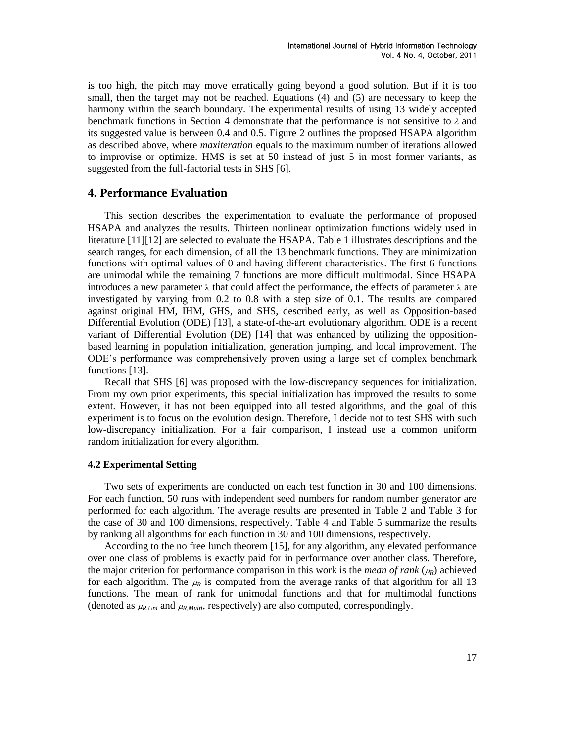is too high, the pitch may move erratically going beyond a good solution. But if it is too small, then the target may not be reached. Equations (4) and (5) are necessary to keep the harmony within the search boundary. The experimental results of using 13 widely accepted benchmark functions in Section 4 demonstrate that the performance is not sensitive to $\lambda$ and its suggested value is between 0.4 and 0.5. Figure 2 outlines the proposed HSAPA algorithm as described above, where *maxiteration* equals to the maximum number of iterations allowed to improvise or optimize. HMS is set at 50 instead of just 5 in most former variants, as suggested from the full-factorial tests in SHS [6].

## 4. Performance Evaluation

This section describes the experimentation to evaluate the performance of proposed HSAPA and analyzes the results. Thirteen nonlinear optimization functions widely used in literature [11][12] are selected to evaluate the HSAPA. Table 1 illustrates descriptions and the search ranges, for each dimension, of all the 13 benchmark functions. They are minimization functions with optimal values of 0 and having different characteristics. The first 6 functions are unimodal while the remaining 7 functions are more difficult multimodal. Since HSAPA introduces a new parameter $\lambda$ that could affect the performance, the effects of parameter $\lambda$ are investigated by varying from 0.2 to 0.8 with a step size of 0.1. The results are compared against original HM, IHM, GHS, and SHS, described early, as well as Opposition-based Differential Evolution (ODE) [13], a state-of-the-art evolutionary algorithm. ODE is a recent variant of Differential Evolution (DE) [14] that was enhanced by utilizing the opposition-based learning in population initialization, generation jumping, and local improvement. The ODE's performance was comprehensively proven using a large set of complex benchmark functions [13].

Recall that SHS [6] was proposed with the low-discrepancy sequences for initialization. From my own prior experiments, this special initialization has improved the results to some extent. However, it has not been equipped into all tested algorithms, and the goal of this experiment is to focus on the evolution design. Therefore, I decide not to test SHS with such low-discrepancy initialization. For a fair comparison, I instead use a common uniform random initialization for every algorithm.

### 4.2 Experimental Setting

Two sets of experiments are conducted on each test function in 30 and 100 dimensions. For each function, 50 runs with independent seed numbers for random number generator are performed for each algorithm. The average results are presented in Table 2 and Table 3 for the case of 30 and 100 dimensions, respectively. Table 4 and Table 5 summarize the results by ranking all algorithms for each function in 30 and 100 dimensions, respectively.

According to the no free lunch theorem [15], for any algorithm, any elevated performance over one class of problems is exactly paid for in performance over another class. Therefore, the major criterion for performance comparison in this work is the *mean of rank* ($\mu_R$) achieved for each algorithm. The $\mu_R$ is computed from the average ranks of that algorithm for all 13 functions. The mean of rank for unimodal functions and that for multimodal functions (denoted as $\mu_{R,Uni}$ and $\mu_{R,Multi}$, respectively) are also computed, correspondingly.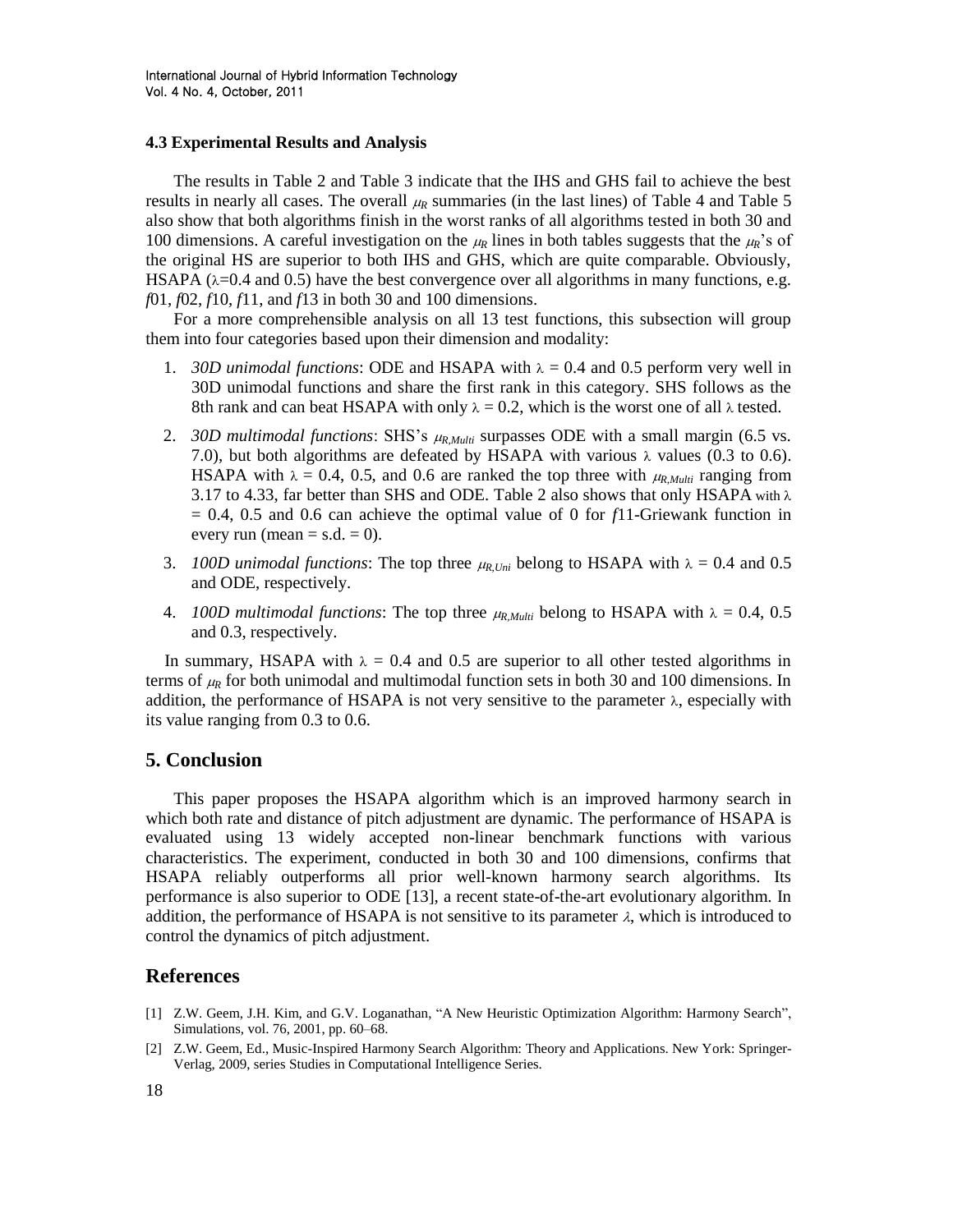### 4.3 Experimental Results and Analysis

The results in Table 2 and Table 3 indicate that the IHS and GHS fail to achieve the best results in nearly all cases. The overall $\mu_R$ summaries (in the last lines) of Table 4 and Table 5 also show that both algorithms finish in the worst ranks of all algorithms tested in both 30 and 100 dimensions. A careful investigation on the $\mu_R$ lines in both tables suggests that the $\mu_R$'s of the original HS are superior to both IHS and GHS, which are quite comparable. Obviously, HSAPA ($\lambda$=0.4 and 0.5) have the best convergence over all algorithms in many functions, e.g. *f*01, *f*02, *f*10, *f*11, and *f*13 in both 30 and 100 dimensions.

For a more comprehensible analysis on all 13 test functions, this subsection will group them into four categories based upon their dimension and modality:

1. *30D unimodal functions*: ODE and HSAPA with $\lambda$ = 0.4 and 0.5 perform very well in 30D unimodal functions and share the first rank in this category. SHS follows as the 8th rank and can beat HSAPA with only $\lambda$ = 0.2, which is the worst one of all $\lambda$ tested.
2. *30D multimodal functions*: SHS's $\mu_{R,Multi}$ surpasses ODE with a small margin (6.5 vs. 7.0), but both algorithms are defeated by HSAPA with various $\lambda$ values (0.3 to 0.6). HSAPA with $\lambda$ = 0.4, 0.5, and 0.6 are ranked the top three with $\mu_{R,Multi}$ ranging from 3.17 to 4.33, far better than SHS and ODE. Table 2 also shows that only HSAPA with $\lambda$ = 0.4, 0.5 and 0.6 can achieve the optimal value of 0 for *f*11-Griewank function in every run (mean = s.d. = 0).
3. *100D unimodal functions*: The top three $\mu_{R,Uni}$ belong to HSAPA with $\lambda$ = 0.4 and 0.5 and ODE, respectively.
4. *100D multimodal functions*: The top three $\mu_{R,Multi}$ belong to HSAPA with $\lambda$ = 0.4, 0.5 and 0.3, respectively.

In summary, HSAPA with $\lambda$ = 0.4 and 0.5 are superior to all other tested algorithms in terms of $\mu_R$ for both unimodal and multimodal function sets in both 30 and 100 dimensions. In addition, the performance of HSAPA is not very sensitive to the parameter $\lambda$, especially with its value ranging from 0.3 to 0.6.

## 5. Conclusion

This paper proposes the HSAPA algorithm which is an improved harmony search in which both rate and distance of pitch adjustment are dynamic. The performance of HSAPA is evaluated using 13 widely accepted non-linear benchmark functions with various characteristics. The experiment, conducted in both 30 and 100 dimensions, confirms that HSAPA reliably outperforms all prior well-known harmony search algorithms. Its performance is also superior to ODE [13], a recent state-of-the-art evolutionary algorithm. In addition, the performance of HSAPA is not sensitive to its parameter $\lambda$, which is introduced to control the dynamics of pitch adjustment.

## References

[1] Z.W. Geem, J.H. Kim, and G.V. Loganathan, "A New Heuristic Optimization Algorithm: Harmony Search", Simulations, vol. 76, 2001, pp. 60–68.

[2] Z.W. Geem, Ed., Music-Inspired Harmony Search Algorithm: Theory and Applications. New York: Springer-Verlag, 2009, series Studies in Computational Intelligence Series.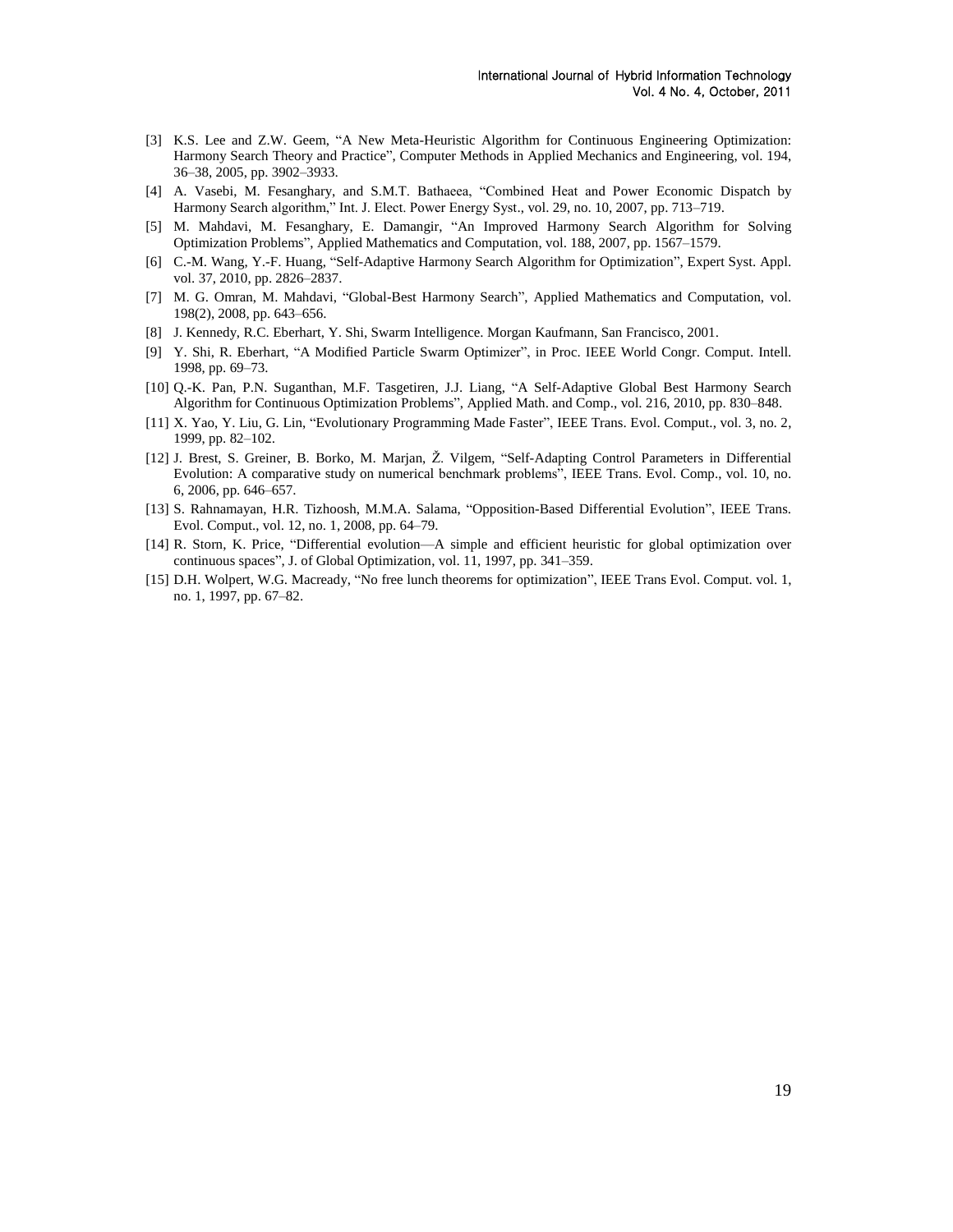[3] K.S. Lee and Z.W. Geem, “A New Meta-Heuristic Algorithm for Continuous Engineering Optimization: Harmony Search Theory and Practice”, Computer Methods in Applied Mechanics and Engineering, vol. 194, 36–38, 2005, pp. 3902–3933.

[4] A. Vasebi, M. Fesanghary, and S.M.T. Bathaeea, “Combined Heat and Power Economic Dispatch by Harmony Search algorithm,” Int. J. Elect. Power Energy Syst., vol. 29, no. 10, 2007, pp. 713–719.

[5] M. Mahdavi, M. Fesanghary, E. Damangir, “An Improved Harmony Search Algorithm for Solving Optimization Problems”, Applied Mathematics and Computation, vol. 188, 2007, pp. 1567–1579.

[6] C.-M. Wang, Y.-F. Huang, “Self-Adaptive Harmony Search Algorithm for Optimization”, Expert Syst. Appl. vol. 37, 2010, pp. 2826–2837.

[7] M. G. Omran, M. Mahdavi, “Global-Best Harmony Search”, Applied Mathematics and Computation, vol. 198(2), 2008, pp. 643–656.

[8] J. Kennedy, R.C. Eberhart, Y. Shi, Swarm Intelligence. Morgan Kaufmann, San Francisco, 2001.

[9] Y. Shi, R. Eberhart, “A Modified Particle Swarm Optimizer”, in Proc. IEEE World Congr. Comput. Intell. 1998, pp. 69–73.

[10] Q.-K. Pan, P.N. Suganthan, M.F. Tasgetiren, J.J. Liang, “A Self-Adaptive Global Best Harmony Search Algorithm for Continuous Optimization Problems”, Applied Math. and Comp., vol. 216, 2010, pp. 830–848.

[11] X. Yao, Y. Liu, G. Lin, “Evolutionary Programming Made Faster”, IEEE Trans. Evol. Comput., vol. 3, no. 2, 1999, pp. 82–102.

[12] J. Brest, S. Greiner, B. Borko, M. Marjan, Ž. Vilgem, “Self-Adapting Control Parameters in Differential Evolution: A comparative study on numerical benchmark problems”, IEEE Trans. Evol. Comp., vol. 10, no. 6, 2006, pp. 646–657.

[13] S. Rahnamayan, H.R. Tizhoosh, M.M.A. Salama, “Opposition-Based Differential Evolution”, IEEE Trans. Evol. Comput., vol. 12, no. 1, 2008, pp. 64–79.

[14] R. Storn, K. Price, “Differential evolution—A simple and efficient heuristic for global optimization over continuous spaces”, J. of Global Optimization, vol. 11, 1997, pp. 341–359.

[15] D.H. Wolpert, W.G. Macready, “No free lunch theorems for optimization”, IEEE Trans Evol. Comput. vol. 1, no. 1, 1997, pp. 67–82.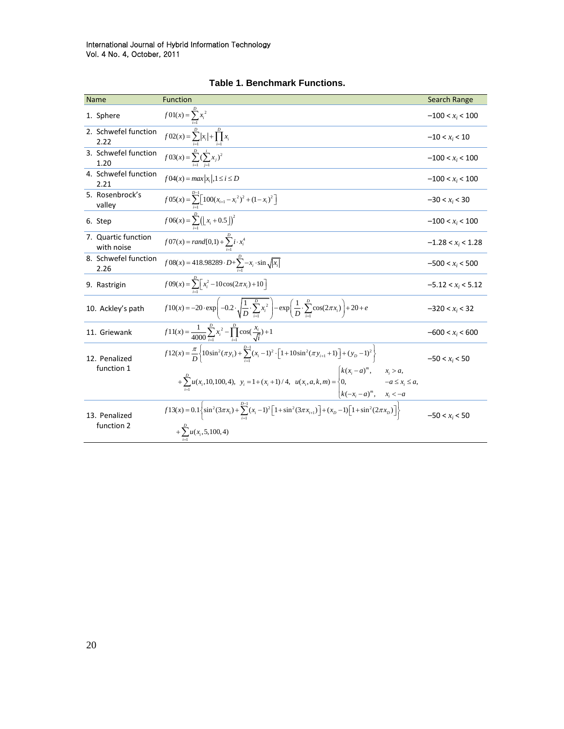**Table 1. Benchmark Functions.**

| Name | Function | Search Range |
|---|---|---|
| 1. Sphere | $f01(x)=\sum_{i=1}^{D} x_i^2$ | $-100 < x_i < 100$ |
| 2. Schwefel function 2.22 | $f02(x)=\sum_{i=1}^{D} \lvert x_i \rvert + \prod_{i=1}^{D} x_i$ | $-10 < x_i < 10$ |
| 3. Schwefel function 1.20 | $f03(x)=\sum_{i=1}^{D} (\sum_{j=1}^{i} x_j)^2$ | $-100 < x_i < 100$ |
| 4. Schwefel function 2.21 | $f04(x)=max\lvert x_i \rvert, 1 \le i \le D$ | $-100 < x_i < 100$ |
| 5. Rosenbrock's valley | $f05(x)=\sum_{i=1}^{D-1}\left[100(x_{i+1}-x_i^2)^2+(1-x_i)^2\right]$ | $-30 < x_i < 30$ |
| 6. Step | $f06(x)=\sum_{i=1}^{D}\left(\lfloor x_i+0.5 \rfloor\right)^2$ | $-100 < x_i < 100$ |
| 7. Quartic function with noise | $f07(x)=rand[0,1)+\sum_{i=1}^{D} i \cdot x_i^4$ | $-1.28 < x_i < 1.28$ |
| 8. Schwefel function 2.26 | $f08(x)=418.98289 \cdot D + \sum_{i=1}^{D} -x_i \cdot \sin\sqrt{\lvert x_i \rvert}$ | $-500 < x_i < 500$ |
| 9. Rastrigin | $f09(x)=\sum_{i=1}^{D}\left[x_i^2-10\cos(2\pi x_i)+10\right]$ | $-5.12 < x_i < 5.12$ |
| 10. Ackley's path | $f10(x)=-20 \cdot \exp\left(-0.2 \cdot \sqrt{\frac{1}{D} \cdot \sum_{i=1}^{D} x_i^2}\right) - \exp\left(\frac{1}{D} \cdot \sum_{i=1}^{D} \cos(2\pi x_i)\right)+20+e$ | $-320 < x_i < 32$ |
| 11. Griewank | $f11(x)=\frac{1}{4000}\sum_{i=1}^{D} x_i^2 - \prod_{i=1}^{D} \cos(\frac{x_i}{\sqrt{i}})+1$ | $-600 < x_i < 600$ |
| 12. Penalized function 1 | $f12(x)=\frac{\pi}{D}\left\{10\sin^2(\pi y_1)+\sum_{i=1}^{D-1}(x_i-1)^2 \cdot \left[1+10\sin^2(\pi y_{i+1}+1)\right]+(y_D-1)^2\right\}$ $+\sum_{i=1}^{D} u(x_i,10,100,4),\ y_i=1+(x_i+1)/4,\ u(x_i,a,k,m)=\begin{cases} k(x_i-a)^m, & x_i > a, \\ 0, & -a \le x_i \le a, \\ k(-x_i-a)^m, & x_i < -a \end{cases}$ | $-50 < x_i < 50$ |
| 13. Penalized function 2 | $f13(x)=0.1\left\{\sin^2(3\pi x_1)+\sum_{i=1}^{D-1}(x_i-1)^2\left[1+\sin^2(3\pi x_{i+1})\right]+(x_D-1)\left[1+\sin^2(2\pi x_D)\right]\right\}$ $+\sum_{i=1}^{D} u(x_i,5,100,4)$ | $-50 < x_i < 50$ |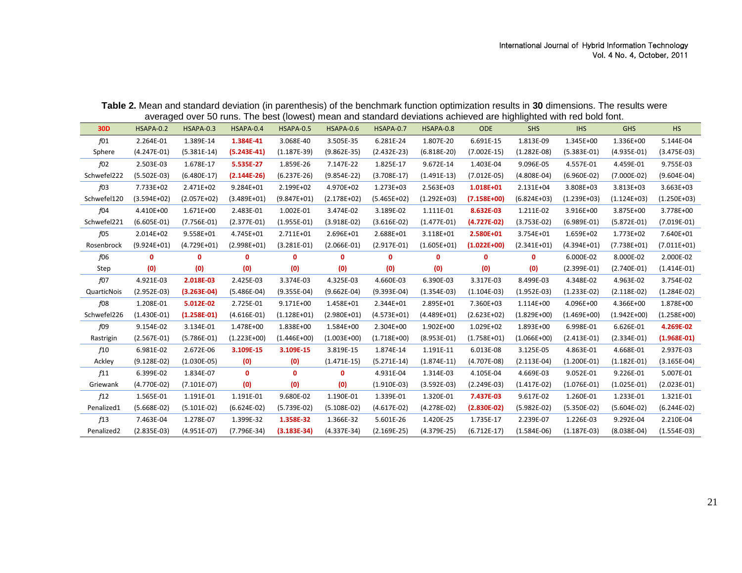**Table 2.** Mean and standard deviation (in parenthesis) of the benchmark function optimization results in **30** dimensions. The results were averaged over 50 runs. The best (lowest) mean and standard deviations achieved are highlighted with red bold font.

| 30D | HSAPA-0.2 | HSAPA-0.3 | HSAPA-0.4 | HSAPA-0.5 | HSAPA-0.6 | HSAPA-0.7 | HSAPA-0.8 | ODE | SHS | IHS | GHS | HS |
|---|---|---|---|---|---|---|---|---|---|---|---|---|
| *f*01 | 2.264E-01 | 1.389E-14 | **1.384E-41** | 3.068E-40 | 3.505E-35 | 6.281E-24 | 1.807E-20 | 6.691E-15 | 1.813E-09 | 1.345E+00 | 1.336E+00 | 5.144E-04 |
| Sphere | (4.247E-01) | (5.381E-14) | **(5.243E-41)** | (1.187E-39) | (9.862E-35) | (2.432E-23) | (6.818E-20) | (7.002E-15) | (1.282E-08) | (5.383E-01) | (4.935E-01) | (3.475E-03) |
| *f*02 | 2.503E-03 | 1.678E-17 | **5.535E-27** | 1.859E-26 | 7.147E-22 | 1.825E-17 | 9.672E-14 | 1.403E-04 | 9.096E-05 | 4.557E-01 | 4.459E-01 | 9.755E-03 |
| Schwefel222 | (5.502E-03) | (6.480E-17) | **(2.144E-26)** | (6.237E-26) | (9.854E-22) | (3.708E-17) | (1.491E-13) | (7.012E-05) | (4.808E-04) | (6.960E-02) | (7.000E-02) | (9.604E-04) |
| *f*03 | 7.733E+02 | 2.471E+02 | 9.284E+01 | 2.199E+02 | 4.970E+02 | 1.273E+03 | 2.563E+03 | **1.018E+01** | 2.131E+04 | 3.808E+03 | 3.813E+03 | 3.663E+03 |
| Schwefel120 | (3.594E+02) | (2.057E+02) | (3.489E+01) | (9.847E+01) | (2.178E+02) | (5.465E+02) | (1.292E+03) | **(7.158E+00)** | (6.824E+03) | (1.239E+03) | (1.124E+03) | (1.250E+03) |
| *f*04 | 4.410E+00 | 1.671E+00 | 2.483E-01 | 1.002E-01 | 3.474E-02 | 3.189E-02 | 1.111E-01 | **8.632E-03** | 1.211E-02 | 3.916E+00 | 3.875E+00 | 3.778E+00 |
| Schwefel221 | (6.605E-01) | (7.756E-01) | (2.377E-01) | (1.955E-01) | (3.918E-02) | (3.616E-02) | (1.477E-01) | **(4.727E-02)** | (3.753E-02) | (6.989E-01) | (5.872E-01) | (7.019E-01) |
| *f*05 | 2.014E+02 | 9.558E+01 | 4.745E+01 | 2.711E+01 | 2.696E+01 | 2.688E+01 | 3.118E+01 | **2.580E+01** | 3.754E+01 | 1.659E+02 | 1.773E+02 | 7.640E+01 |
| Rosenbrock | (9.924E+01) | (4.729E+01) | (2.998E+01) | (3.281E-01) | (2.066E-01) | (2.917E-01) | (1.605E+01) | **(1.022E+00)** | (2.341E+01) | (4.394E+01) | (7.738E+01) | (7.011E+01) |
| *f*06 | **0** | **0** | **0** | **0** | **0** | **0** | **0** | **0** | **0** | 6.000E-02 | 8.000E-02 | 2.000E-02 |
| Step | **(0)** | **(0)** | **(0)** | **(0)** | **(0)** | **(0)** | **(0)** | **(0)** | **(0)** | (2.399E-01) | (2.740E-01) | (1.414E-01) |
| *f*07 | 4.921E-03 | **2.018E-03** | 2.425E-03 | 3.374E-03 | 4.325E-03 | 4.660E-03 | 6.390E-03 | 3.317E-03 | 8.499E-03 | 4.348E-02 | 4.963E-02 | 3.754E-02 |
| QuarticNois | (2.952E-03) | **(3.263E-04)** | (5.486E-04) | (9.355E-04) | (9.662E-04) | (9.393E-04) | (1.354E-03) | (1.104E-03) | (1.952E-03) | (1.233E-02) | (2.118E-02) | (1.284E-02) |
| *f*08 | 1.208E-01 | **5.012E-02** | 2.725E-01 | 9.171E+00 | 1.458E+01 | 2.344E+01 | 2.895E+01 | 7.360E+03 | 1.114E+00 | 4.096E+00 | 4.366E+00 | 1.878E+00 |
| Schwefel226 | (1.430E-01) | **(1.258E-01)** | (4.616E-01) | (1.128E+01) | (2.980E+01) | (4.573E+01) | (4.489E+01) | (2.623E+02) | (1.829E+00) | (1.469E+00) | (1.942E+00) | (1.258E+00) |
| *f*09 | 9.154E-02 | 3.134E-01 | 1.478E+00 | 1.838E+00 | 1.584E+00 | 2.304E+00 | 1.902E+00 | 1.029E+02 | 1.893E+00 | 6.998E-01 | 6.626E-01 | **4.269E-02** |
| Rastrigin | (2.567E-01) | (5.786E-01) | (1.223E+00) | (1.446E+00) | (1.003E+00) | (1.718E+00) | (8.953E-01) | (1.758E+01) | (1.066E+00) | (2.413E-01) | (2.334E-01) | **(1.968E-01)** |
| *f*10 | 6.981E-02 | 2.672E-06 | **3.109E-15** | **3.109E-15** | 3.819E-15 | 1.874E-14 | 1.191E-11 | 6.013E-08 | 3.125E-05 | 4.863E-01 | 4.668E-01 | 2.937E-03 |
| Ackley | (9.128E-02) | (1.030E-05) | **(0)** | **(0)** | (1.471E-15) | (5.271E-14) | (1.874E-11) | (4.707E-08) | (2.113E-04) | (1.200E-01) | (1.182E-01) | (3.165E-04) |
| *f*11 | 6.399E-02 | 1.834E-07 | **0** | **0** | **0** | 4.931E-04 | 1.314E-03 | 4.105E-04 | 4.669E-03 | 9.052E-01 | 9.226E-01 | 5.007E-01 |
| Griewank | (4.770E-02) | (7.101E-07) | **(0)** | **(0)** | **(0)** | (1.910E-03) | (3.592E-03) | (2.249E-03) | (1.417E-02) | (1.076E-01) | (1.025E-01) | (2.023E-01) |
| *f*12 | 1.565E-01 | 1.191E-01 | 1.191E-01 | 9.680E-02 | 1.190E-01 | 1.339E-01 | 1.320E-01 | **7.437E-03** | 9.617E-02 | 1.260E-01 | 1.233E-01 | 1.321E-01 |
| Penalized1 | (5.668E-02) | (5.101E-02) | (6.624E-02) | (5.739E-02) | (5.108E-02) | (4.617E-02) | (4.278E-02) | **(2.830E-02)** | (5.982E-02) | (5.350E-02) | (5.604E-02) | (6.244E-02) |
| *f*13 | 7.463E-04 | 1.278E-07 | 1.399E-32 | **1.358E-32** | 1.366E-32 | 5.601E-26 | 1.420E-25 | 1.735E-17 | 2.239E-07 | 1.226E-03 | 9.292E-04 | 2.210E-04 |
| Penalized2 | (2.835E-03) | (4.951E-07) | (7.796E-34) | **(3.183E-34)** | (4.337E-34) | (2.169E-25) | (4.379E-25) | (6.712E-17) | (1.584E-06) | (1.187E-03) | (8.038E-04) | (1.554E-03) |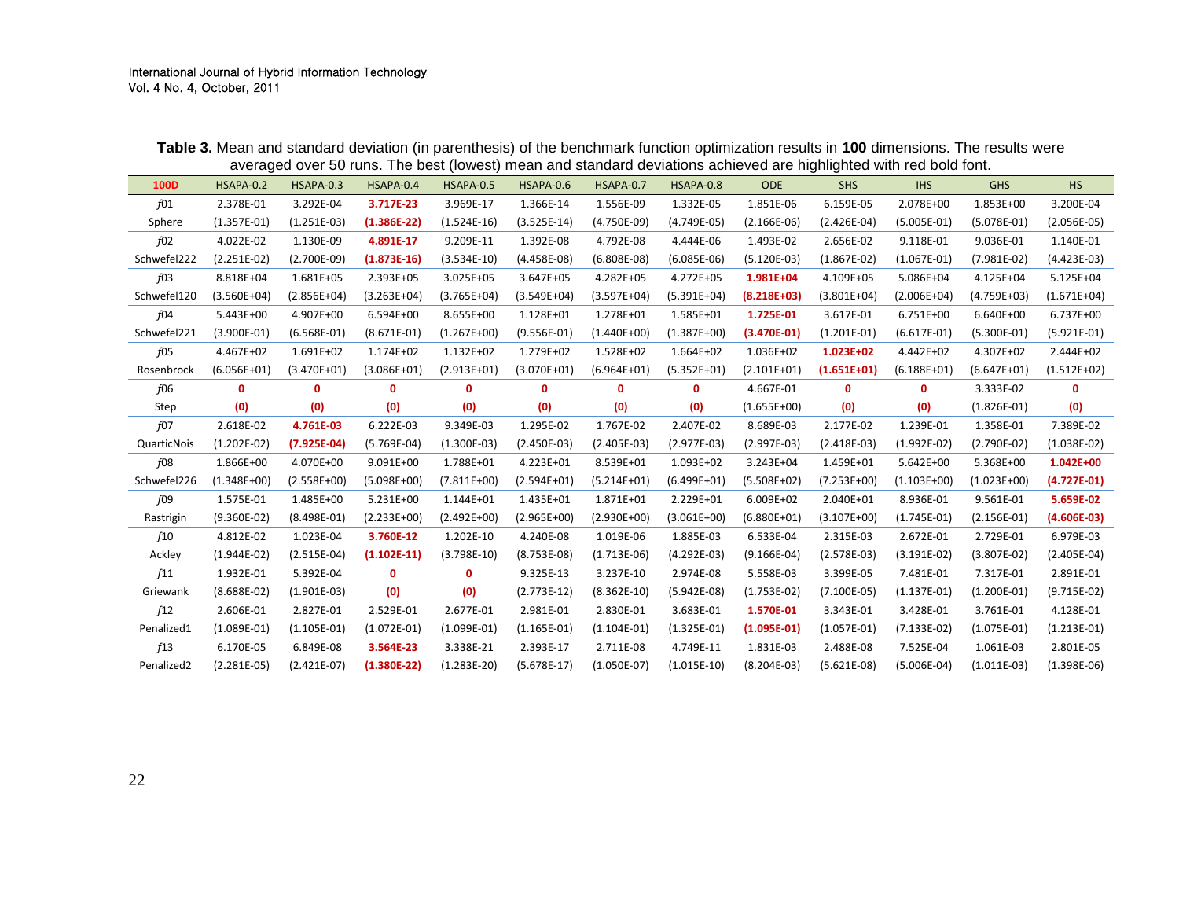**Table 3.** Mean and standard deviation (in parenthesis) of the benchmark function optimization results in **100** dimensions. The results were averaged over 50 runs. The best (lowest) mean and standard deviations achieved are highlighted with red bold font.

| 100D | HSAPA-0.2 | HSAPA-0.3 | HSAPA-0.4 | HSAPA-0.5 | HSAPA-0.6 | HSAPA-0.7 | HSAPA-0.8 | ODE | SHS | IHS | GHS | HS |
|---|---|---|---|---|---|---|---|---|---|---|---|---|
| *f*01 | 2.378E-01 | 3.292E-04 | **3.717E-23** | 3.969E-17 | 1.366E-14 | 1.556E-09 | 1.332E-05 | 1.851E-06 | 6.159E-05 | 2.078E+00 | 1.853E+00 | 3.200E-04 |
| Sphere | (1.357E-01) | (1.251E-03) | **(1.386E-22)** | (1.524E-16) | (3.525E-14) | (4.750E-09) | (4.749E-05) | (2.166E-06) | (2.426E-04) | (5.005E-01) | (5.078E-01) | (2.056E-05) |
| *f*02 | 4.022E-02 | 1.130E-09 | **4.891E-17** | 9.209E-11 | 1.392E-08 | 4.792E-08 | 4.444E-06 | 1.493E-02 | 2.656E-02 | 9.118E-01 | 9.036E-01 | 1.140E-01 |
| Schwefel222 | (2.251E-02) | (2.700E-09) | **(1.873E-16)** | (3.534E-10) | (4.458E-08) | (6.808E-08) | (6.085E-06) | (5.120E-03) | (1.867E-02) | (1.067E-01) | (7.981E-02) | (4.423E-03) |
| *f*03 | 8.818E+04 | 1.681E+05 | 2.393E+05 | 3.025E+05 | 3.647E+05 | 4.282E+05 | 4.272E+05 | **1.981E+04** | 4.109E+05 | 5.086E+04 | 4.125E+04 | 5.125E+04 |
| Schwefel120 | (3.560E+04) | (2.856E+04) | (3.263E+04) | (3.765E+04) | (3.549E+04) | (3.597E+04) | (5.391E+04) | **(8.218E+03)** | (3.801E+04) | (2.006E+04) | (4.759E+03) | (1.671E+04) |
| *f*04 | 5.443E+00 | 4.907E+00 | 6.594E+00 | 8.655E+00 | 1.128E+01 | 1.278E+01 | 1.585E+01 | **1.725E-01** | 3.617E-01 | 6.751E+00 | 6.640E+00 | 6.737E+00 |
| Schwefel221 | (3.900E-01) | (6.568E-01) | (8.671E-01) | (1.267E+00) | (9.556E-01) | (1.440E+00) | (1.387E+00) | **(3.470E-01)** | (1.201E-01) | (6.617E-01) | (5.300E-01) | (5.921E-01) |
| *f*05 | 4.467E+02 | 1.691E+02 | 1.174E+02 | 1.132E+02 | 1.279E+02 | 1.528E+02 | 1.664E+02 | 1.036E+02 | **1.023E+02** | 4.442E+02 | 4.307E+02 | 2.444E+02 |
| Rosenbrock | (6.056E+01) | (3.470E+01) | (3.086E+01) | (2.913E+01) | (3.070E+01) | (6.964E+01) | (5.352E+01) | (2.101E+01) | **(1.651E+01)** | (6.188E+01) | (6.647E+01) | (1.512E+02) |
| *f*06 | **0** | **0** | **0** | **0** | **0** | **0** | **0** | 4.667E-01 | **0** | **0** | 3.333E-02 | **0** |
| Step | **(0)** | **(0)** | **(0)** | **(0)** | **(0)** | **(0)** | **(0)** | (1.655E+00) | **(0)** | **(0)** | (1.826E-01) | **(0)** |
| *f*07 | 2.618E-02 | **4.761E-03** | 6.222E-03 | 9.349E-03 | 1.295E-02 | 1.767E-02 | 2.407E-02 | 8.689E-03 | 2.177E-02 | 1.239E-01 | 1.358E-01 | 7.389E-02 |
| QuarticNois | (1.202E-02) | **(7.925E-04)** | (5.769E-04) | (1.300E-03) | (2.450E-03) | (2.405E-03) | (2.977E-03) | (2.997E-03) | (2.418E-03) | (1.992E-02) | (2.790E-02) | (1.038E-02) |
| *f*08 | 1.866E+00 | 4.070E+00 | 9.091E+00 | 1.788E+01 | 4.223E+01 | 8.539E+01 | 1.093E+02 | 3.243E+04 | 1.459E+01 | 5.642E+00 | 5.368E+00 | **1.042E+00** |
| Schwefel226 | (1.348E+00) | (2.558E+00) | (5.098E+00) | (7.811E+00) | (2.594E+01) | (5.214E+01) | (6.499E+01) | (5.508E+02) | (7.253E+00) | (1.103E+00) | (1.023E+00) | **(4.727E-01)** |
| *f*09 | 1.575E-01 | 1.485E+00 | 5.231E+00 | 1.144E+01 | 1.435E+01 | 1.871E+01 | 2.229E+01 | 6.009E+02 | 2.040E+01 | 8.936E-01 | 9.561E-01 | **5.659E-02** |
| Rastrigin | (9.360E-02) | (8.498E-01) | (2.233E+00) | (2.492E+00) | (2.965E+00) | (2.930E+00) | (3.061E+00) | (6.880E+01) | (3.107E+00) | (1.745E-01) | (2.156E-01) | **(4.606E-03)** |
| *f*10 | 4.812E-02 | 1.023E-04 | **3.760E-12** | 1.202E-10 | 4.240E-08 | 1.019E-06 | 1.885E-03 | 6.533E-04 | 2.315E-03 | 2.672E-01 | 2.729E-01 | 6.979E-03 |
| Ackley | (1.944E-02) | (2.515E-04) | **(1.102E-11)** | (3.798E-10) | (8.753E-08) | (1.713E-06) | (4.292E-03) | (9.166E-04) | (2.578E-03) | (3.191E-02) | (3.807E-02) | (2.405E-04) |
| *f*11 | 1.932E-01 | 5.392E-04 | **0** | **0** | 9.325E-13 | 3.237E-10 | 2.974E-08 | 5.558E-03 | 3.399E-05 | 7.481E-01 | 7.317E-01 | 2.891E-01 |
| Griewank | (8.688E-02) | (1.901E-03) | **(0)** | **(0)** | (2.773E-12) | (8.362E-10) | (5.942E-08) | (1.753E-02) | (7.100E-05) | (1.137E-01) | (1.200E-01) | (9.715E-02) |
| *f*12 | 2.606E-01 | 2.827E-01 | 2.529E-01 | 2.677E-01 | 2.981E-01 | 2.830E-01 | 3.683E-01 | **1.570E-01** | 3.343E-01 | 3.428E-01 | 3.761E-01 | 4.128E-01 |
| Penalized1 | (1.089E-01) | (1.105E-01) | (1.072E-01) | (1.099E-01) | (1.165E-01) | (1.104E-01) | (1.325E-01) | **(1.095E-01)** | (1.057E-01) | (7.133E-02) | (1.075E-01) | (1.213E-01) |
| *f*13 | 6.170E-05 | 6.849E-08 | **3.564E-23** | 3.338E-21 | 2.393E-17 | 2.711E-08 | 4.749E-11 | 1.831E-03 | 2.488E-08 | 7.525E-04 | 1.061E-03 | 2.801E-05 |
| Penalized2 | (2.281E-05) | (2.421E-07) | **(1.380E-22)** | (1.283E-20) | (5.678E-17) | (1.050E-07) | (1.015E-10) | (8.204E-03) | (5.621E-08) | (5.006E-04) | (1.011E-03) | (1.398E-06) |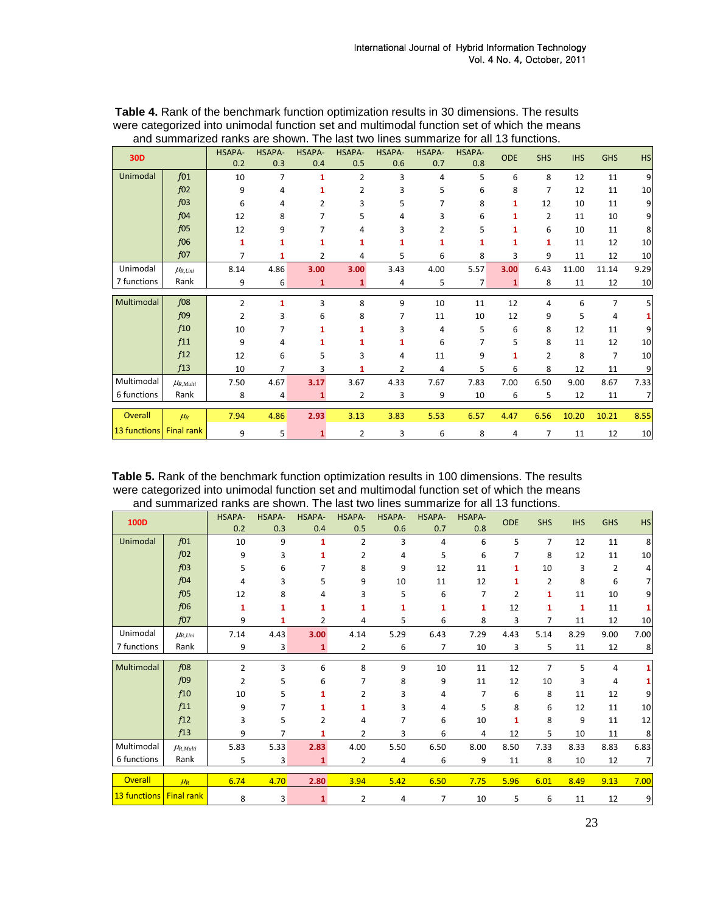**Table 4.** Rank of the benchmark function optimization results in 30 dimensions. The results were categorized into unimodal function set and multimodal function set of which the means and summarized ranks are shown. The last two lines summarize for all 13 functions.

| 30D | | HSAPA-0.2 | HSAPA-0.3 | HSAPA-0.4 | HSAPA-0.5 | HSAPA-0.6 | HSAPA-0.7 | HSAPA-0.8 | ODE | SHS | IHS | GHS | HS |
|---|---|---|---|---|---|---|---|---|---|---|---|---|---|
| Unimodal | *f*01 | 10 | 7 | 1 | 2 | 3 | 4 | 5 | 6 | 8 | 12 | 11 | 9 |
| | *f*02 | 9 | 4 | 1 | 2 | 3 | 5 | 6 | 8 | 7 | 12 | 11 | 10 |
| | *f*03 | 6 | 4 | 2 | 3 | 5 | 7 | 8 | 1 | 12 | 10 | 11 | 9 |
| | *f*04 | 12 | 8 | 7 | 5 | 4 | 3 | 6 | 1 | 2 | 11 | 10 | 9 |
| | *f*05 | 12 | 9 | 7 | 4 | 3 | 2 | 5 | 1 | 6 | 10 | 11 | 8 |
| | *f*06 | 1 | 1 | 1 | 1 | 1 | 1 | 1 | 1 | 1 | 11 | 12 | 10 |
| | *f*07 | 7 | 1 | 2 | 4 | 5 | 6 | 8 | 3 | 9 | 11 | 12 | 10 |
| Unimodal | $\mu_{R,Uni}$ | 8.14 | 4.86 | 3.00 | 3.00 | 3.43 | 4.00 | 5.57 | 3.00 | 6.43 | 11.00 | 11.14 | 9.29 |
| 7 functions | Rank | 9 | 6 | 1 | 1 | 4 | 5 | 7 | 1 | 8 | 11 | 12 | 10 |
| Multimodal | *f*08 | 2 | 1 | 3 | 8 | 9 | 10 | 11 | 12 | 4 | 6 | 7 | 5 |
| | *f*09 | 2 | 3 | 6 | 8 | 7 | 11 | 10 | 12 | 9 | 5 | 4 | 1 |
| | *f*10 | 10 | 7 | 1 | 1 | 3 | 4 | 5 | 6 | 8 | 12 | 11 | 9 |
| | *f*11 | 9 | 4 | 1 | 1 | 1 | 6 | 7 | 5 | 8 | 11 | 12 | 10 |
| | *f*12 | 12 | 6 | 5 | 3 | 4 | 11 | 9 | 1 | 2 | 8 | 7 | 10 |
| | *f*13 | 10 | 7 | 3 | 1 | 2 | 4 | 5 | 6 | 8 | 12 | 11 | 9 |
| Multimodal | $\mu_{R,Multi}$ | 7.50 | 4.67 | 3.17 | 3.67 | 4.33 | 7.67 | 7.83 | 7.00 | 6.50 | 9.00 | 8.67 | 7.33 |
| 6 functions | Rank | 8 | 4 | 1 | 2 | 3 | 9 | 10 | 6 | 5 | 12 | 11 | 7 |
| Overall | $\mu_R$ | 7.94 | 4.86 | 2.93 | 3.13 | 3.83 | 5.53 | 6.57 | 4.47 | 6.56 | 10.20 | 10.21 | 8.55 |
| 13 functions | Final rank | 9 | 5 | 1 | 2 | 3 | 6 | 8 | 4 | 7 | 11 | 12 | 10 |

**Table 5.** Rank of the benchmark function optimization results in 100 dimensions. The results were categorized into unimodal function set and multimodal function set of which the means and summarized ranks are shown. The last two lines summarize for all 13 functions.

| 100D | | HSAPA-0.2 | HSAPA-0.3 | HSAPA-0.4 | HSAPA-0.5 | HSAPA-0.6 | HSAPA-0.7 | HSAPA-0.8 | ODE | SHS | IHS | GHS | HS |
|---|---|---|---|---|---|---|---|---|---|---|---|---|---|
| Unimodal | *f*01 | 10 | 9 | 1 | 2 | 3 | 4 | 6 | 5 | 7 | 12 | 11 | 8 |
| | *f*02 | 9 | 3 | 1 | 2 | 4 | 5 | 6 | 7 | 8 | 12 | 11 | 10 |
| | *f*03 | 5 | 6 | 7 | 8 | 9 | 12 | 11 | 1 | 10 | 3 | 2 | 4 |
| | *f*04 | 4 | 3 | 5 | 9 | 10 | 11 | 12 | 1 | 2 | 8 | 6 | 7 |
| | *f*05 | 12 | 8 | 4 | 3 | 5 | 6 | 7 | 2 | 1 | 11 | 10 | 9 |
| | *f*06 | 1 | 1 | 1 | 1 | 1 | 1 | 1 | 12 | 1 | 1 | 11 | 1 |
| | *f*07 | 9 | 1 | 2 | 4 | 5 | 6 | 8 | 3 | 7 | 11 | 12 | 10 |
| Unimodal | $\mu_{R,Uni}$ | 7.14 | 4.43 | 3.00 | 4.14 | 5.29 | 6.43 | 7.29 | 4.43 | 5.14 | 8.29 | 9.00 | 7.00 |
| 7 functions | Rank | 9 | 3 | 1 | 2 | 6 | 7 | 10 | 3 | 5 | 11 | 12 | 8 |
| Multimodal | *f*08 | 2 | 3 | 6 | 8 | 9 | 10 | 11 | 12 | 7 | 5 | 4 | 1 |
| | *f*09 | 2 | 5 | 6 | 7 | 8 | 9 | 11 | 12 | 10 | 3 | 4 | 1 |
| | *f*10 | 10 | 5 | 1 | 2 | 3 | 4 | 7 | 6 | 8 | 11 | 12 | 9 |
| | *f*11 | 9 | 7 | 1 | 1 | 3 | 4 | 5 | 8 | 6 | 12 | 11 | 10 |
| | *f*12 | 3 | 5 | 2 | 4 | 7 | 6 | 10 | 1 | 8 | 9 | 11 | 12 |
| | *f*13 | 9 | 7 | 1 | 2 | 3 | 6 | 4 | 12 | 5 | 10 | 11 | 8 |
| Multimodal | $\mu_{R,Multi}$ | 5.83 | 5.33 | 2.83 | 4.00 | 5.50 | 6.50 | 8.00 | 8.50 | 7.33 | 8.33 | 8.83 | 6.83 |
| 6 functions | Rank | 5 | 3 | 1 | 2 | 4 | 6 | 9 | 11 | 8 | 10 | 12 | 7 |
| Overall | $\mu_R$ | 6.74 | 4.70 | 2.80 | 3.94 | 5.42 | 6.50 | 7.75 | 5.96 | 6.01 | 8.49 | 9.13 | 7.00 |
| 13 functions | Final rank | 8 | 3 | 1 | 2 | 4 | 7 | 10 | 5 | 6 | 11 | 12 | 9 |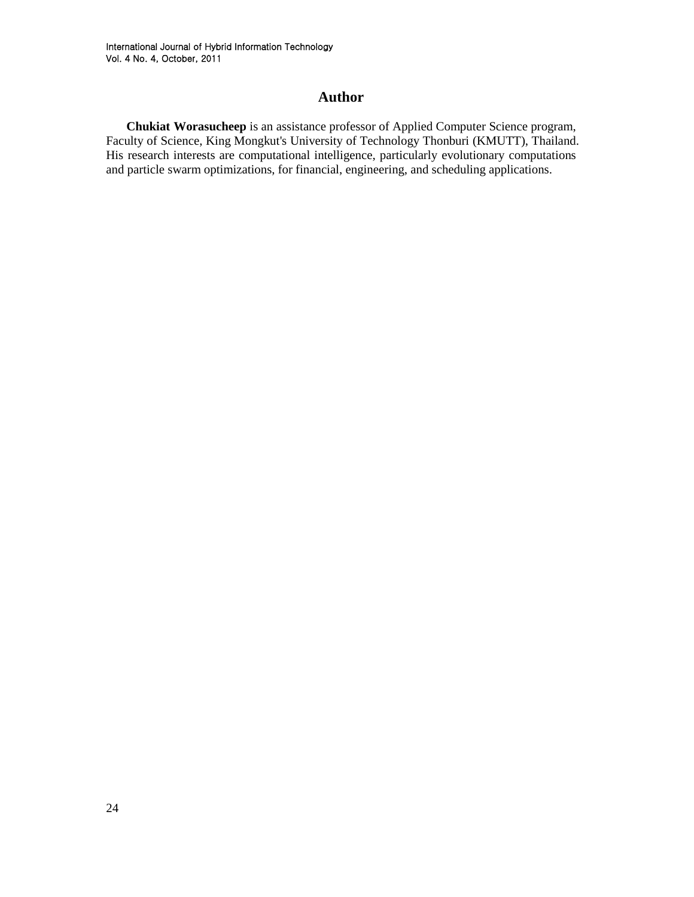# Author

**Chukiat Worasucheep** is an assistance professor of Applied Computer Science program, Faculty of Science, King Mongkut's University of Technology Thonburi (KMUTT), Thailand. His research interests are computational intelligence, particularly evolutionary computations and particle swarm optimizations, for financial, engineering, and scheduling applications.